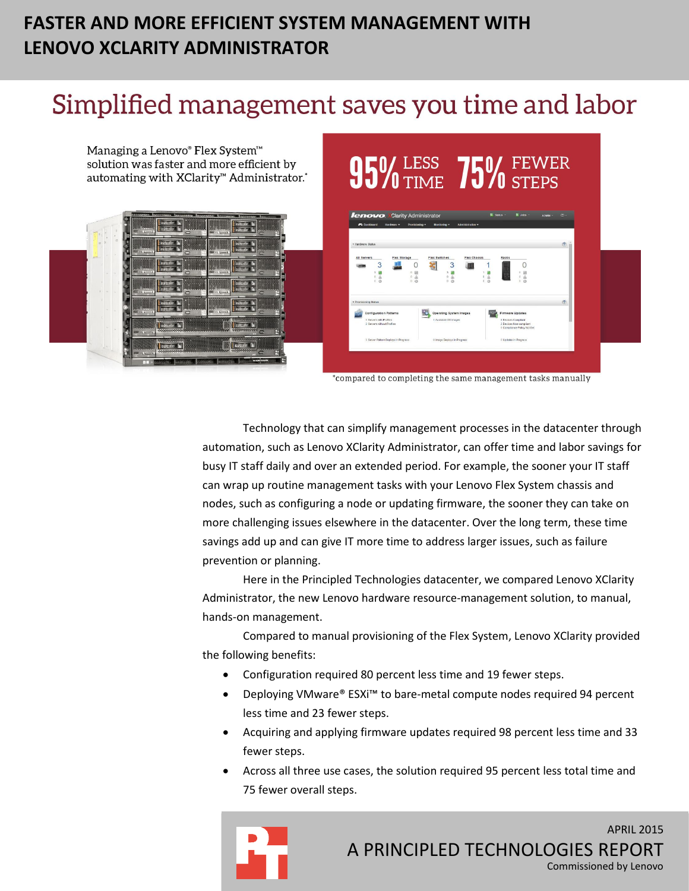# FASTER AND MORE EFFICIENT SYSTEM MANAGEMENT WITH LENOVO XCLARITY ADMINISTRATOR

## Simplified management saves you time and labor

Managing a Lenovo® Flex System™ solution was faster and more efficient by automating with XClarity™ Administrator.*

**95% LESS TIME** **75% FEWER STEPS**

*compared to completing the same management tasks manually

Technology that can simplify management processes in the datacenter through automation, such as Lenovo XClarity Administrator, can offer time and labor savings for busy IT staff daily and over an extended period. For example, the sooner your IT staff can wrap up routine management tasks with your Lenovo Flex System chassis and nodes, such as configuring a node or updating firmware, the sooner they can take on more challenging issues elsewhere in the datacenter. Over the long term, these time savings add up and can give IT more time to address larger issues, such as failure prevention or planning.

Here in the Principled Technologies datacenter, we compared Lenovo XClarity Administrator, the new Lenovo hardware resource-management solution, to manual, hands-on management.

Compared to manual provisioning of the Flex System, Lenovo XClarity provided the following benefits:

- Configuration required 80 percent less time and 19 fewer steps.
- Deploying VMware® ESXi™ to bare-metal compute nodes required 94 percent less time and 23 fewer steps.
- Acquiring and applying firmware updates required 98 percent less time and 33 fewer steps.
- Across all three use cases, the solution required 95 percent less total time and 75 fewer overall steps.

APRIL 2015

A PRINCIPLED TECHNOLOGIES REPORT

Commissioned by Lenovo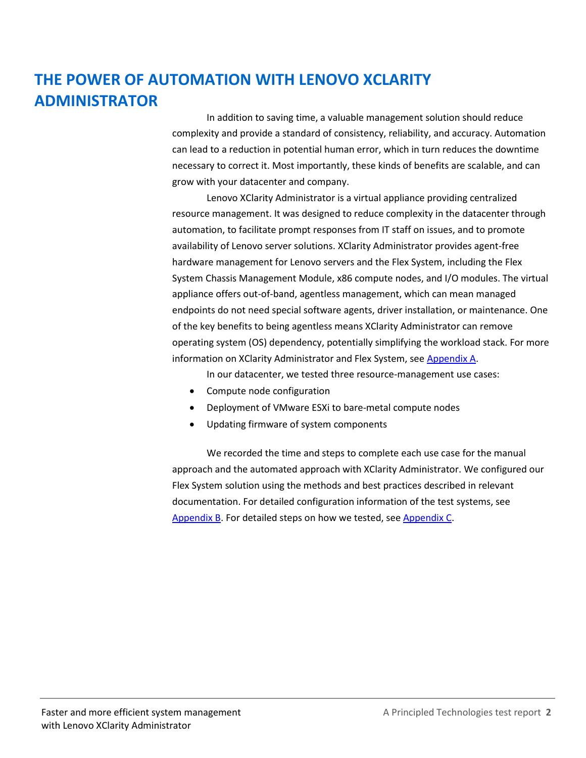# THE POWER OF AUTOMATION WITH LENOVO XCLARITY ADMINISTRATOR

In addition to saving time, a valuable management solution should reduce complexity and provide a standard of consistency, reliability, and accuracy. Automation can lead to a reduction in potential human error, which in turn reduces the downtime necessary to correct it. Most importantly, these kinds of benefits are scalable, and can grow with your datacenter and company.

Lenovo XClarity Administrator is a virtual appliance providing centralized resource management. It was designed to reduce complexity in the datacenter through automation, to facilitate prompt responses from IT staff on issues, and to promote availability of Lenovo server solutions. XClarity Administrator provides agent-free hardware management for Lenovo servers and the Flex System, including the Flex System Chassis Management Module, x86 compute nodes, and I/O modules. The virtual appliance offers out-of-band, agentless management, which can mean managed endpoints do not need special software agents, driver installation, or maintenance. One of the key benefits to being agentless means XClarity Administrator can remove operating system (OS) dependency, potentially simplifying the workload stack. For more information on XClarity Administrator and Flex System, see Appendix A.

In our datacenter, we tested three resource-management use cases:

- Compute node configuration
- Deployment of VMware ESXi to bare-metal compute nodes
- Updating firmware of system components

We recorded the time and steps to complete each use case for the manual approach and the automated approach with XClarity Administrator. We configured our Flex System solution using the methods and best practices described in relevant documentation. For detailed configuration information of the test systems, see Appendix B. For detailed steps on how we tested, see Appendix C.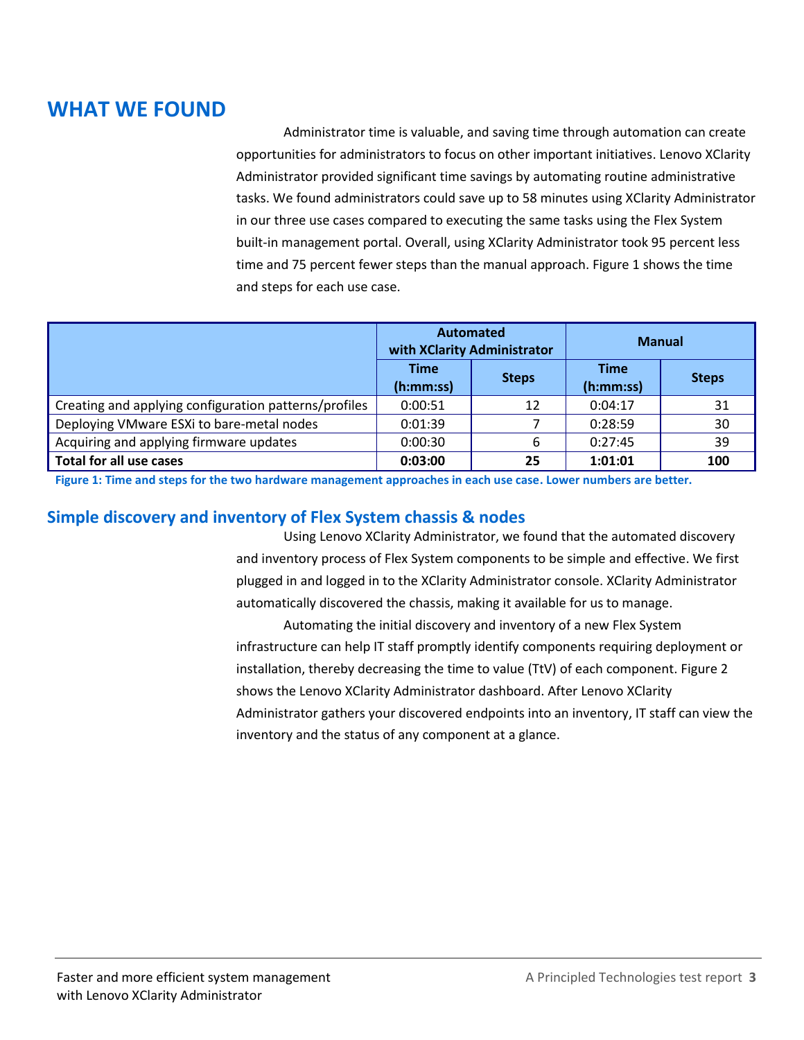## WHAT WE FOUND

Administrator time is valuable, and saving time through automation can create opportunities for administrators to focus on other important initiatives. Lenovo XClarity Administrator provided significant time savings by automating routine administrative tasks. We found administrators could save up to 58 minutes using XClarity Administrator in our three use cases compared to executing the same tasks using the Flex System built-in management portal. Overall, using XClarity Administrator took 95 percent less time and 75 percent fewer steps than the manual approach. Figure 1 shows the time and steps for each use case.

| | Automated with XClarity Administrator | | Manual | |
|---|---|---|---|---|
| | Time (h:mm:ss) | Steps | Time (h:mm:ss) | Steps |
| Creating and applying configuration patterns/profiles | 0:00:51 | 12 | 0:04:17 | 31 |
| Deploying VMware ESXi to bare-metal nodes | 0:01:39 | 7 | 0:28:59 | 30 |
| Acquiring and applying firmware updates | 0:00:30 | 6 | 0:27:45 | 39 |
| **Total for all use cases** | **0:03:00** | **25** | **1:01:01** | **100** |

**Figure 1: Time and steps for the two hardware management approaches in each use case. Lower numbers are better.**

### Simple discovery and inventory of Flex System chassis & nodes

Using Lenovo XClarity Administrator, we found that the automated discovery and inventory process of Flex System components to be simple and effective. We first plugged in and logged in to the XClarity Administrator console. XClarity Administrator automatically discovered the chassis, making it available for us to manage.

Automating the initial discovery and inventory of a new Flex System infrastructure can help IT staff promptly identify components requiring deployment or installation, thereby decreasing the time to value (TtV) of each component. Figure 2 shows the Lenovo XClarity Administrator dashboard. After Lenovo XClarity Administrator gathers your discovered endpoints into an inventory, IT staff can view the inventory and the status of any component at a glance.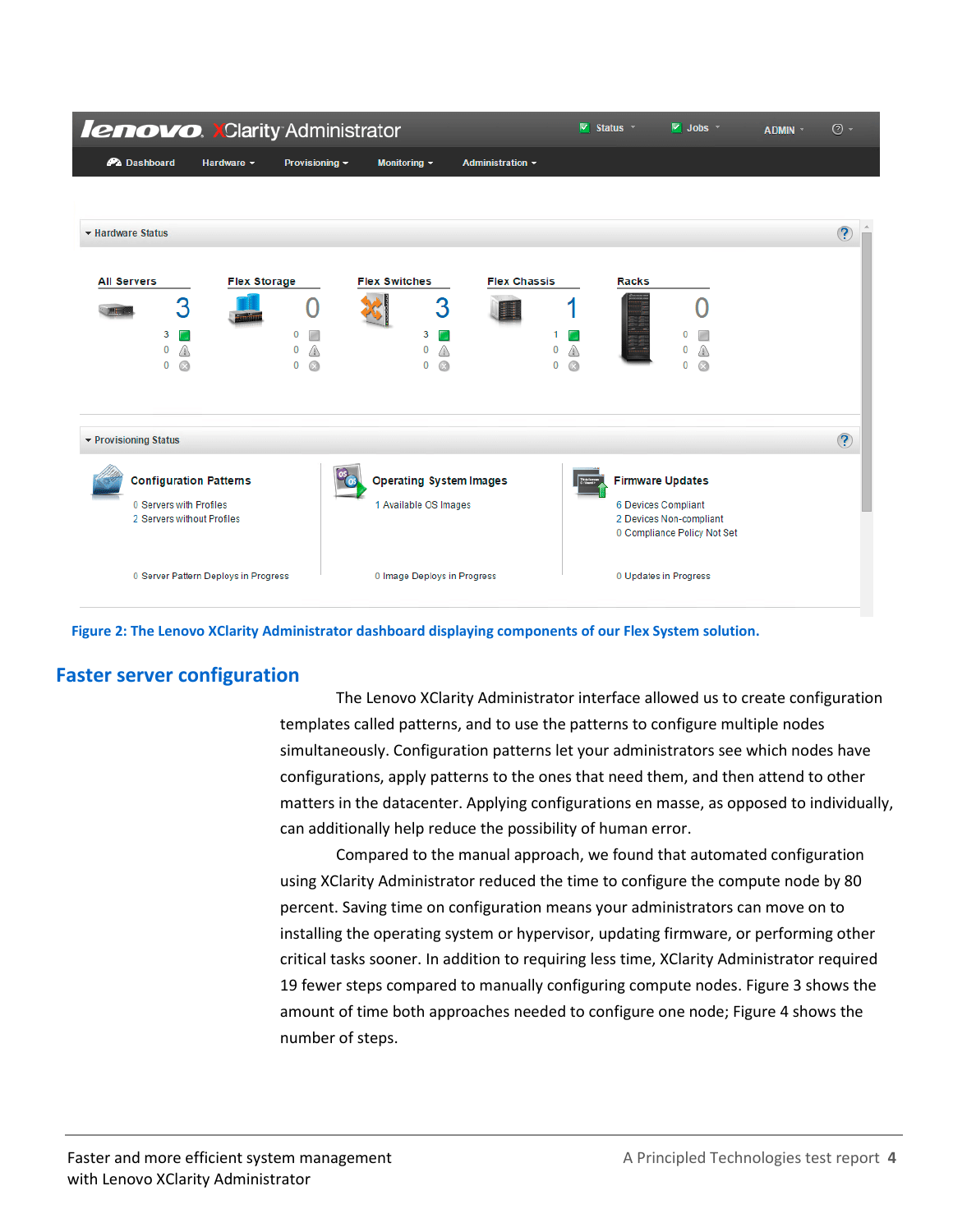Figure 2: The Lenovo XClarity Administrator dashboard displaying components of our Flex System solution.

## Faster server configuration

The Lenovo XClarity Administrator interface allowed us to create configuration templates called patterns, and to use the patterns to configure multiple nodes simultaneously. Configuration patterns let your administrators see which nodes have configurations, apply patterns to the ones that need them, and then attend to other matters in the datacenter. Applying configurations en masse, as opposed to individually, can additionally help reduce the possibility of human error.

Compared to the manual approach, we found that automated configuration using XClarity Administrator reduced the time to configure the compute node by 80 percent. Saving time on configuration means your administrators can move on to installing the operating system or hypervisor, updating firmware, or performing other critical tasks sooner. In addition to requiring less time, XClarity Administrator required 19 fewer steps compared to manually configuring compute nodes. Figure 3 shows the amount of time both approaches needed to configure one node; Figure 4 shows the number of steps.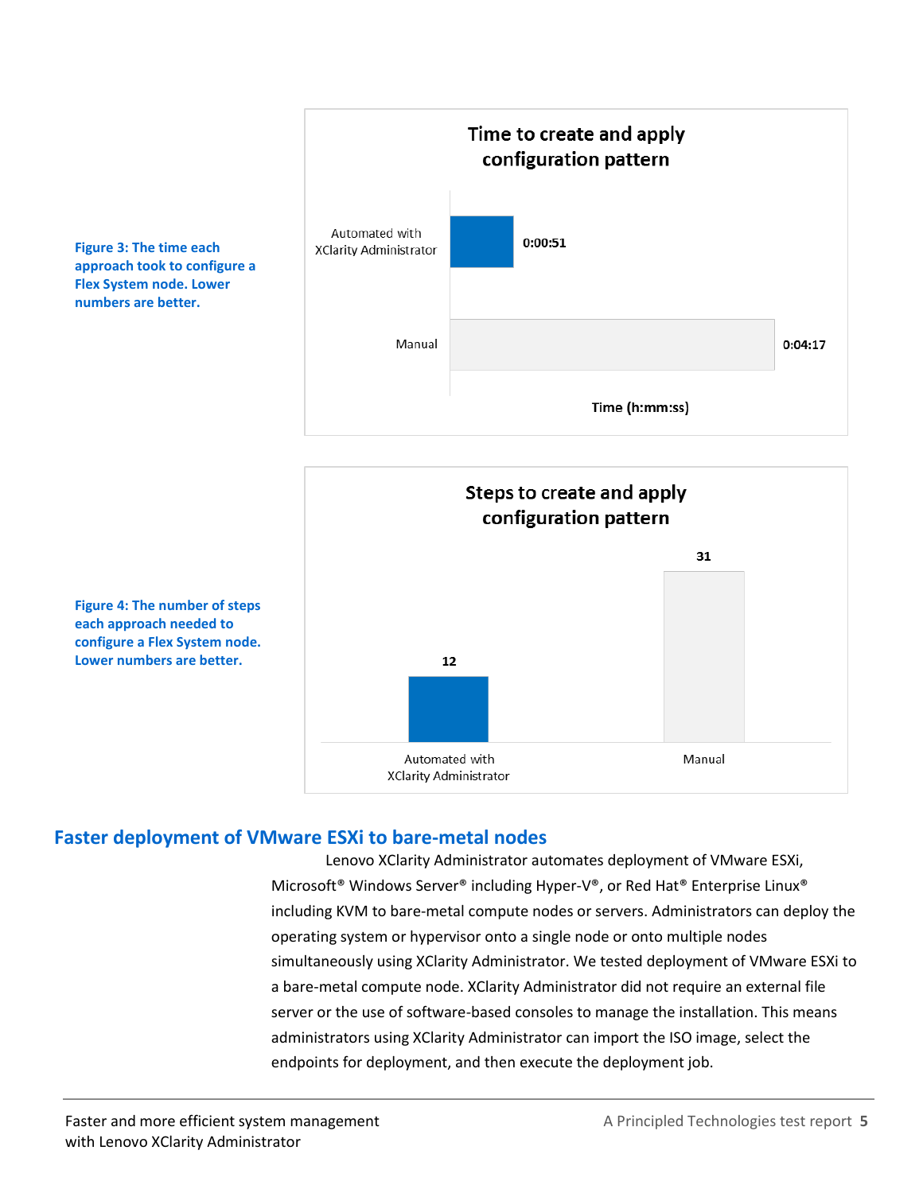Figure 3: The time each approach took to configure a Flex System node. Lower numbers are better.

**Time to create and apply configuration pattern**

| Approach | Time (h:mm:ss) |
| --- | --- |
| Automated with XClarity Administrator | 0:00:51 |
| Manual | 0:04:17 |

Figure 4: The number of steps each approach needed to configure a Flex System node. Lower numbers are better.

**Steps to create and apply configuration pattern**

| Approach | Steps |
| --- | --- |
| Automated with XClarity Administrator | 12 |
| Manual | 31 |

## Faster deployment of VMware ESXi to bare-metal nodes

Lenovo XClarity Administrator automates deployment of VMware ESXi, Microsoft® Windows Server® including Hyper-V®, or Red Hat® Enterprise Linux® including KVM to bare-metal compute nodes or servers. Administrators can deploy the operating system or hypervisor onto a single node or onto multiple nodes simultaneously using XClarity Administrator. We tested deployment of VMware ESXi to a bare-metal compute node. XClarity Administrator did not require an external file server or the use of software-based consoles to manage the installation. This means administrators using XClarity Administrator can import the ISO image, select the endpoints for deployment, and then execute the deployment job.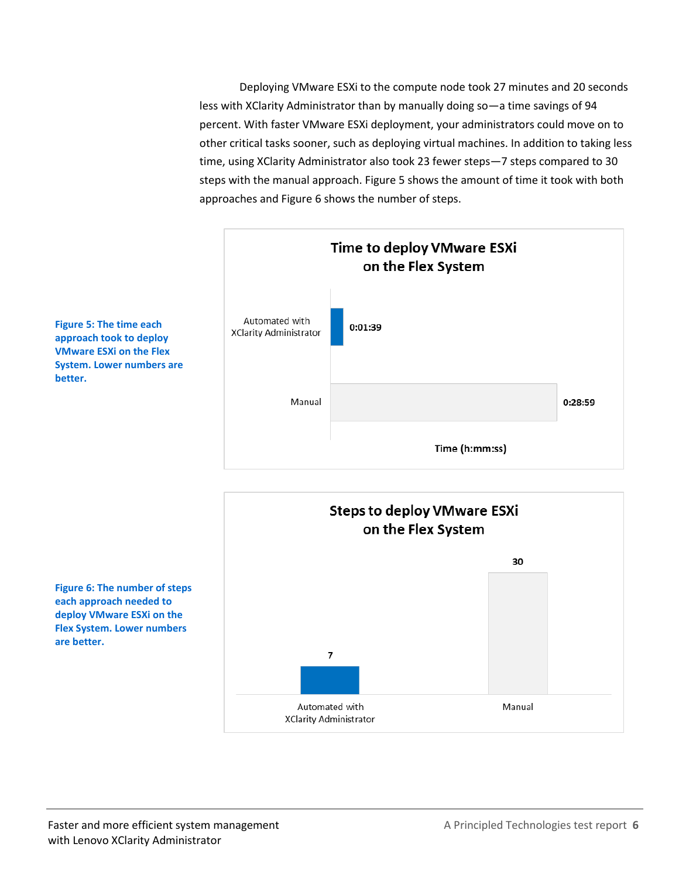Deploying VMware ESXi to the compute node took 27 minutes and 20 seconds less with XClarity Administrator than by manually doing so—a time savings of 94 percent. With faster VMware ESXi deployment, your administrators could move on to other critical tasks sooner, such as deploying virtual machines. In addition to taking less time, using XClarity Administrator also took 23 fewer steps—7 steps compared to 30 steps with the manual approach. Figure 5 shows the amount of time it took with both approaches and Figure 6 shows the number of steps.

**Time to deploy VMware ESXi on the Flex System**

| Approach | Time (h:mm:ss) |
|---|---|
| Automated with XClarity Administrator | 0:01:39 |
| Manual | 0:28:59 |

**Figure 5: The time each approach took to deploy VMware ESXi on the Flex System. Lower numbers are better.**

**Steps to deploy VMware ESXi on the Flex System**

| Approach | Steps |
|---|---|
| Automated with XClarity Administrator | 7 |
| Manual | 30 |

**Figure 6: The number of steps each approach needed to deploy VMware ESXi on the Flex System. Lower numbers are better.**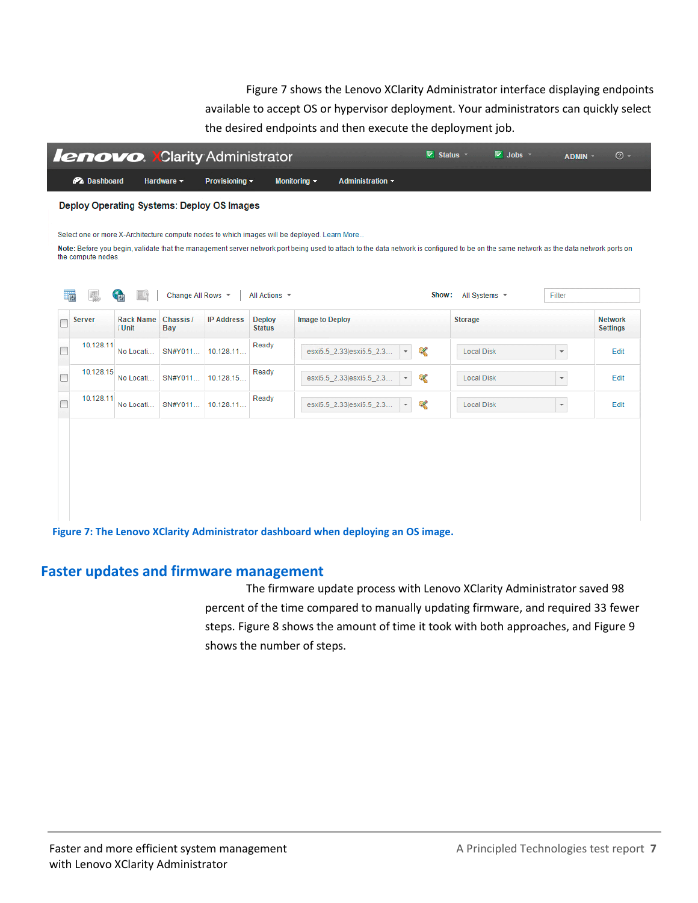Figure 7 shows the Lenovo XClarity Administrator interface displaying endpoints available to accept OS or hypervisor deployment. Your administrators can quickly select the desired endpoints and then execute the deployment job.

Figure 7: The Lenovo XClarity Administrator dashboard when deploying an OS image.

## Faster updates and firmware management

The firmware update process with Lenovo XClarity Administrator saved 98 percent of the time compared to manually updating firmware, and required 33 fewer steps. Figure 8 shows the amount of time it took with both approaches, and Figure 9 shows the number of steps.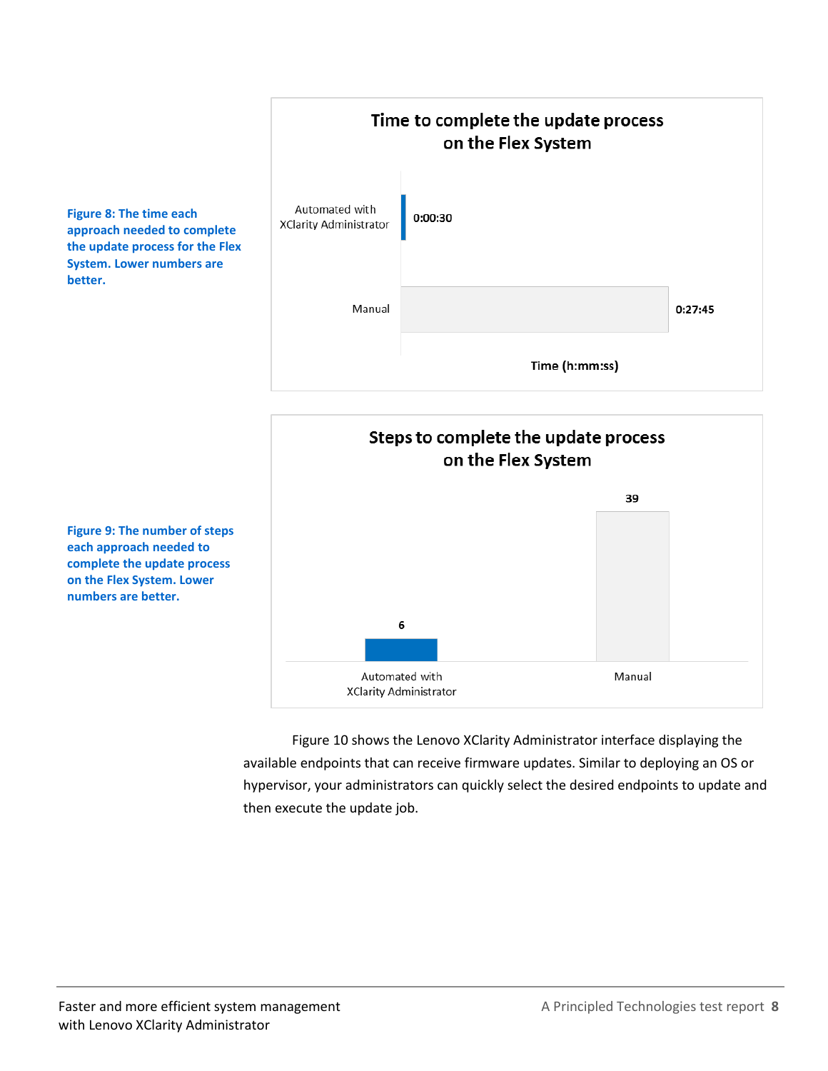**Figure 8: The time each approach needed to complete the update process for the Flex System. Lower numbers are better.**

**Time to complete the update process on the Flex System**

| Approach | Time (h:mm:ss) |
| --- | --- |
| Automated with XClarity Administrator | 0:00:30 |
| Manual | 0:27:45 |

**Figure 9: The number of steps each approach needed to complete the update process on the Flex System. Lower numbers are better.**

**Steps to complete the update process on the Flex System**

| Approach | Steps |
| --- | --- |
| Automated with XClarity Administrator | 6 |
| Manual | 39 |

Figure 10 shows the Lenovo XClarity Administrator interface displaying the available endpoints that can receive firmware updates. Similar to deploying an OS or hypervisor, your administrators can quickly select the desired endpoints to update and then execute the update job.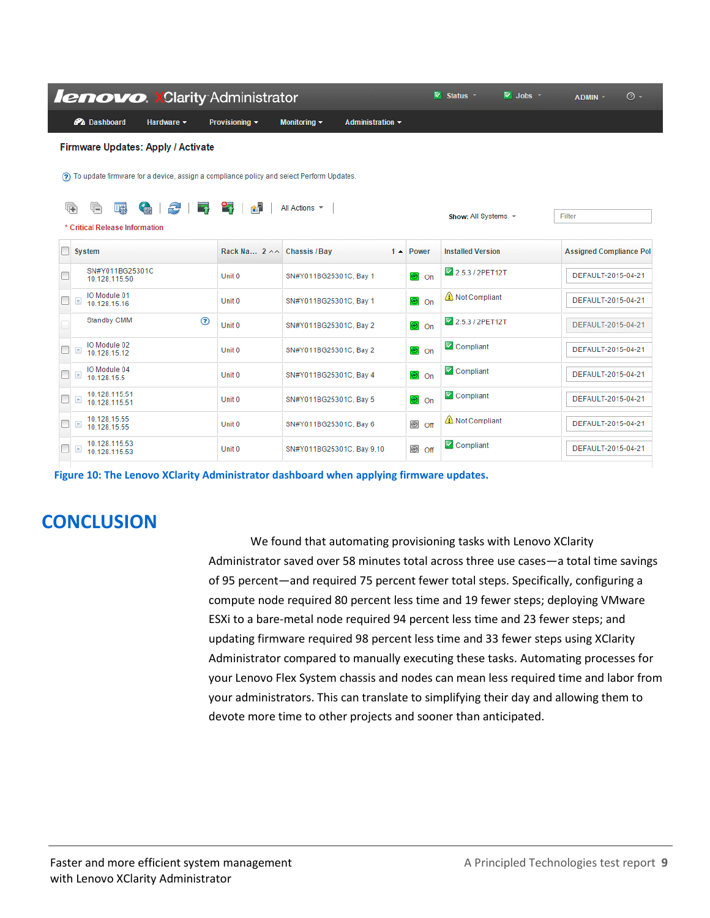Figure 10: The Lenovo XClarity Administrator dashboard when applying firmware updates.

## CONCLUSION

We found that automating provisioning tasks with Lenovo XClarity Administrator saved over 58 minutes total across three use cases—a total time savings of 95 percent—and required 75 percent fewer total steps. Specifically, configuring a compute node required 80 percent less time and 19 fewer steps; deploying VMware ESXi to a bare-metal node required 94 percent less time and 23 fewer steps; and updating firmware required 98 percent less time and 33 fewer steps using XClarity Administrator compared to manually executing these tasks. Automating processes for your Lenovo Flex System chassis and nodes can mean less required time and labor from your administrators. This can translate to simplifying their day and allowing them to devote more time to other projects and sooner than anticipated.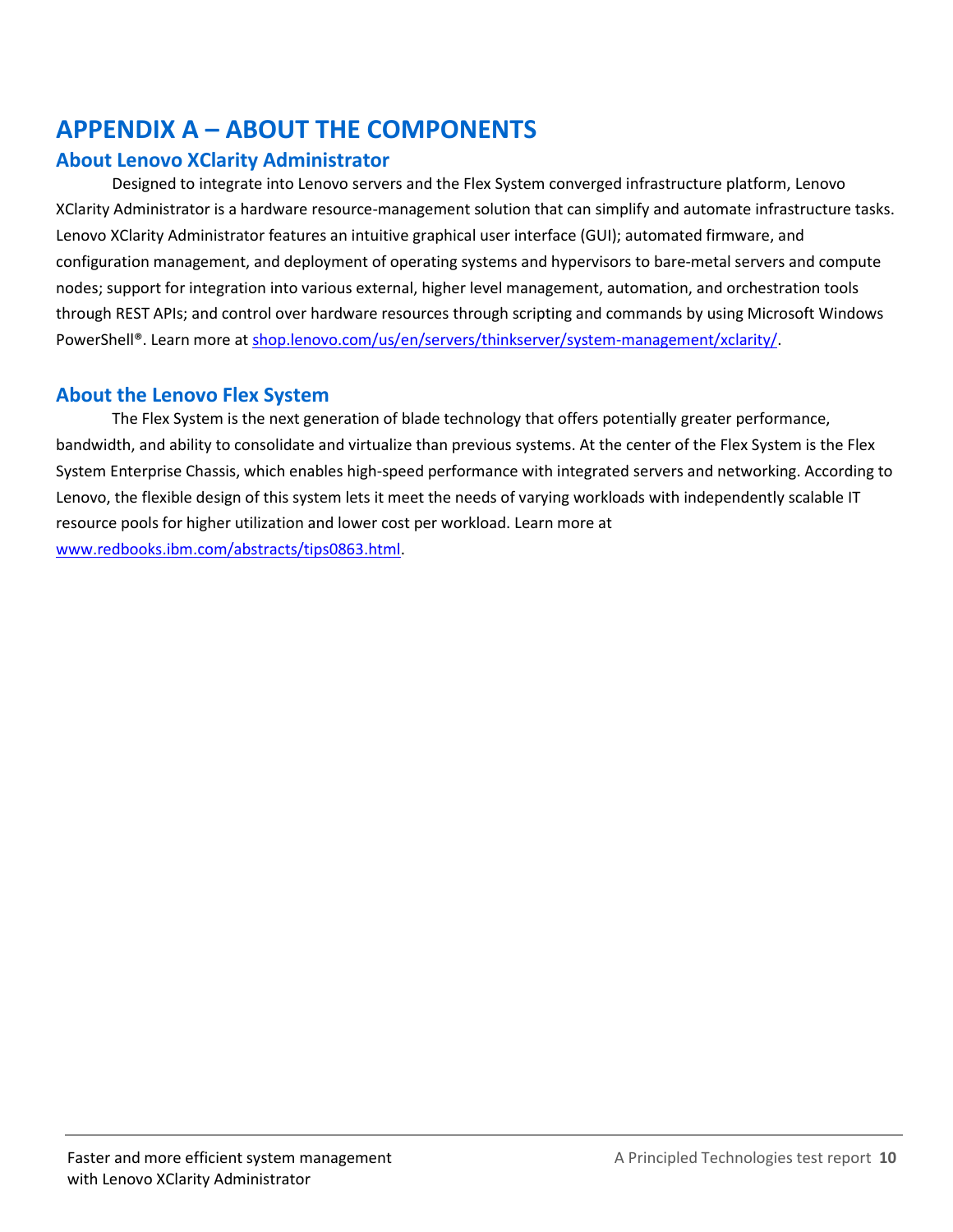# APPENDIX A – ABOUT THE COMPONENTS

## About Lenovo XClarity Administrator

Designed to integrate into Lenovo servers and the Flex System converged infrastructure platform, Lenovo XClarity Administrator is a hardware resource-management solution that can simplify and automate infrastructure tasks. Lenovo XClarity Administrator features an intuitive graphical user interface (GUI); automated firmware, and configuration management, and deployment of operating systems and hypervisors to bare-metal servers and compute nodes; support for integration into various external, higher level management, automation, and orchestration tools through REST APIs; and control over hardware resources through scripting and commands by using Microsoft Windows PowerShell®. Learn more at shop.lenovo.com/us/en/servers/thinkserver/system-management/xclarity/.

## About the Lenovo Flex System

The Flex System is the next generation of blade technology that offers potentially greater performance, bandwidth, and ability to consolidate and virtualize than previous systems. At the center of the Flex System is the Flex System Enterprise Chassis, which enables high-speed performance with integrated servers and networking. According to Lenovo, the flexible design of this system lets it meet the needs of varying workloads with independently scalable IT resource pools for higher utilization and lower cost per workload. Learn more at www.redbooks.ibm.com/abstracts/tips0863.html.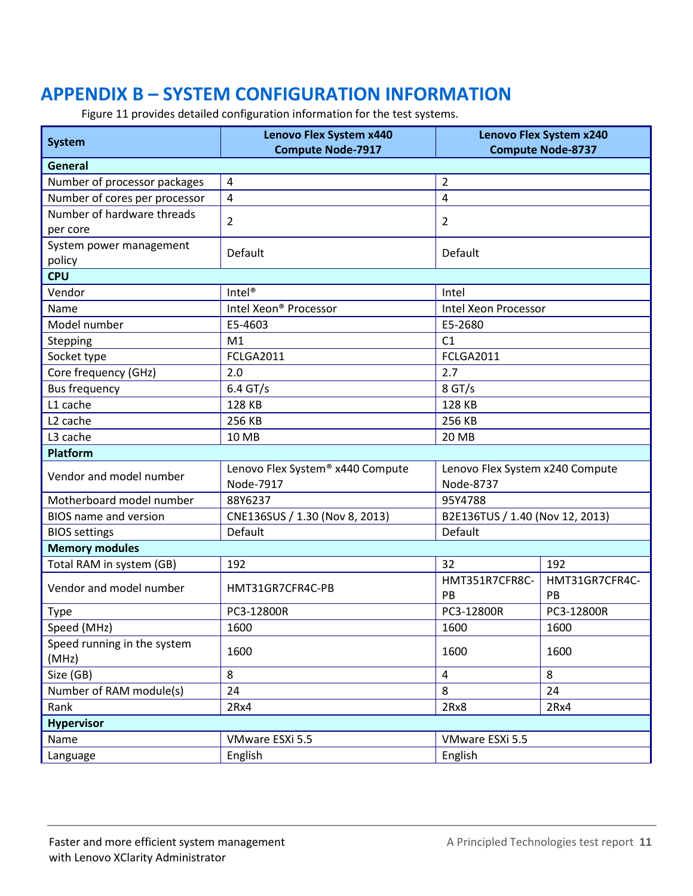# APPENDIX B – SYSTEM CONFIGURATION INFORMATION

Figure 11 provides detailed configuration information for the test systems.

| System | Lenovo Flex System x440 Compute Node-7917 | Lenovo Flex System x240 Compute Node-8737 | |
|---|---|---|---|
| **General** | | | |
| Number of processor packages | 4 | 2 | |
| Number of cores per processor | 4 | 4 | |
| Number of hardware threads per core | 2 | 2 | |
| System power management policy | Default | Default | |
| **CPU** | | | |
| Vendor | Intel® | Intel | |
| Name | Intel Xeon® Processor | Intel Xeon Processor | |
| Model number | E5-4603 | E5-2680 | |
| Stepping | M1 | C1 | |
| Socket type | FCLGA2011 | FCLGA2011 | |
| Core frequency (GHz) | 2.0 | 2.7 | |
| Bus frequency | 6.4 GT/s | 8 GT/s | |
| L1 cache | 128 KB | 128 KB | |
| L2 cache | 256 KB | 256 KB | |
| L3 cache | 10 MB | 20 MB | |
| **Platform** | | | |
| Vendor and model number | Lenovo Flex System® x440 Compute Node-7917 | Lenovo Flex System x240 Compute Node-8737 | |
| Motherboard model number | 88Y6237 | 95Y4788 | |
| BIOS name and version | CNE136SUS / 1.30 (Nov 8, 2013) | B2E136TUS / 1.40 (Nov 12, 2013) | |
| BIOS settings | Default | Default | |
| **Memory modules** | | | |
| Total RAM in system (GB) | 192 | 32 | 192 |
| Vendor and model number | HMT31GR7CFR4C-PB | HMT351R7CFR8C-PB | HMT31GR7CFR4C-PB |
| Type | PC3-12800R | PC3-12800R | PC3-12800R |
| Speed (MHz) | 1600 | 1600 | 1600 |
| Speed running in the system (MHz) | 1600 | 1600 | 1600 |
| Size (GB) | 8 | 4 | 8 |
| Number of RAM module(s) | 24 | 8 | 24 |
| Rank | 2Rx4 | 2Rx8 | 2Rx4 |
| **Hypervisor** | | | |
| Name | VMware ESXi 5.5 | VMware ESXi 5.5 | |
| Language | English | English | |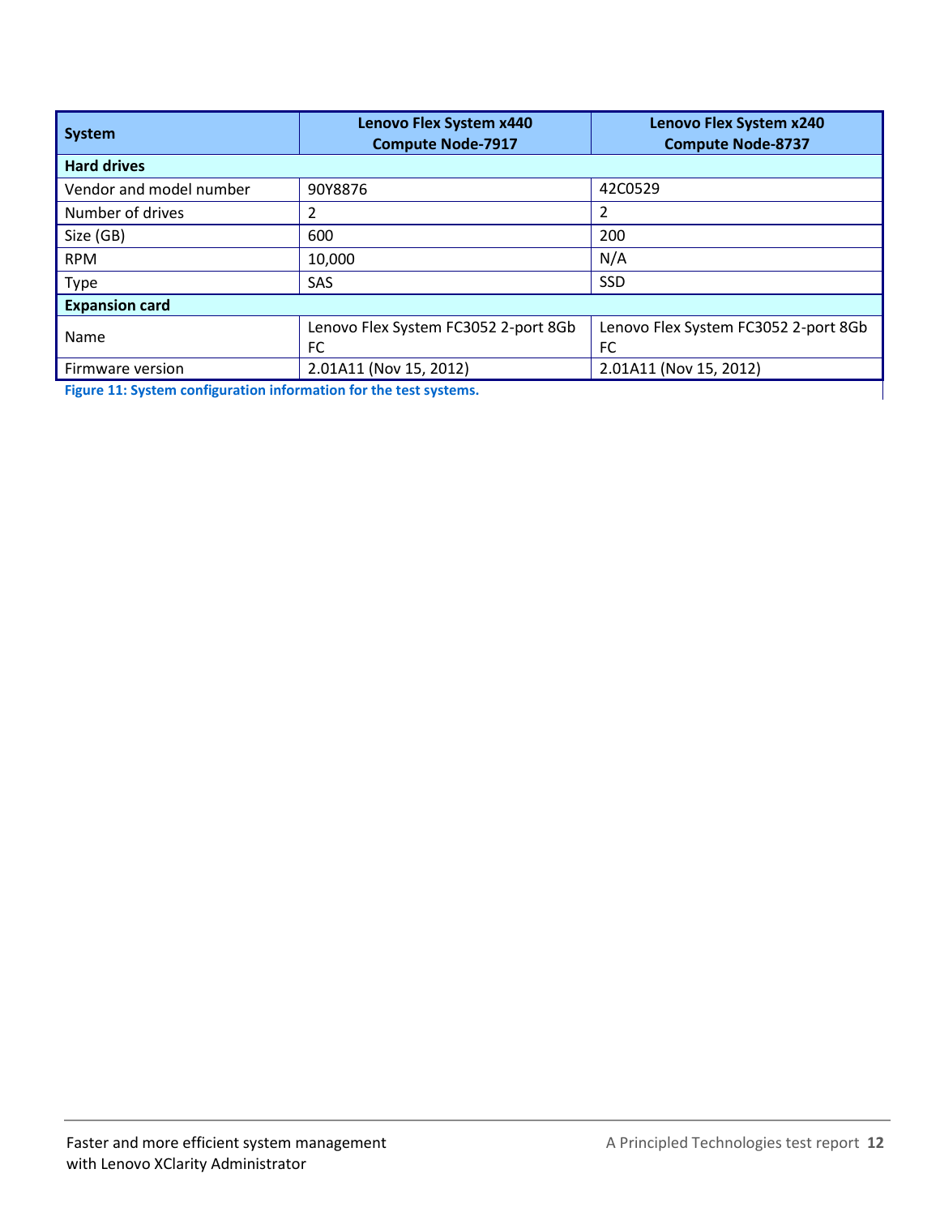| System | Lenovo Flex System x440 Compute Node-7917 | Lenovo Flex System x240 Compute Node-8737 |
| --- | --- | --- |
| **Hard drives** | | |
| Vendor and model number | 90Y8876 | 42C0529 |
| Number of drives | 2 | 2 |
| Size (GB) | 600 | 200 |
| RPM | 10,000 | N/A |
| Type | SAS | SSD |
| **Expansion card** | | |
| Name | Lenovo Flex System FC3052 2-port 8Gb FC | Lenovo Flex System FC3052 2-port 8Gb FC |
| Firmware version | 2.01A11 (Nov 15, 2012) | 2.01A11 (Nov 15, 2012) |

**Figure 11: System configuration information for the test systems.**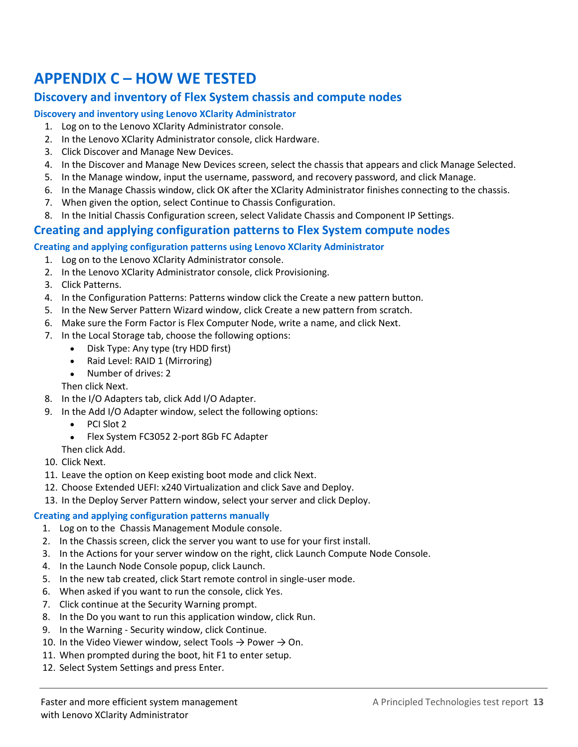# APPENDIX C – HOW WE TESTED

## Discovery and inventory of Flex System chassis and compute nodes

### Discovery and inventory using Lenovo XClarity Administrator

1. Log on to the Lenovo XClarity Administrator console.
2. In the Lenovo XClarity Administrator console, click Hardware.
3. Click Discover and Manage New Devices.
4. In the Discover and Manage New Devices screen, select the chassis that appears and click Manage Selected.
5. In the Manage window, input the username, password, and recovery password, and click Manage.
6. In the Manage Chassis window, click OK after the XClarity Administrator finishes connecting to the chassis.
7. When given the option, select Continue to Chassis Configuration.
8. In the Initial Chassis Configuration screen, select Validate Chassis and Component IP Settings.

## Creating and applying configuration patterns to Flex System compute nodes

### Creating and applying configuration patterns using Lenovo XClarity Administrator

1. Log on to the Lenovo XClarity Administrator console.
2. In the Lenovo XClarity Administrator console, click Provisioning.
3. Click Patterns.
4. In the Configuration Patterns: Patterns window click the Create a new pattern button.
5. In the New Server Pattern Wizard window, click Create a new pattern from scratch.
6. Make sure the Form Factor is Flex Computer Node, write a name, and click Next.
7. In the Local Storage tab, choose the following options:
   - Disk Type: Any type (try HDD first)
   - Raid Level: RAID 1 (Mirroring)
   - Number of drives: 2

   Then click Next.
8. In the I/O Adapters tab, click Add I/O Adapter.
9. In the Add I/O Adapter window, select the following options:
   - PCI Slot 2
   - Flex System FC3052 2-port 8Gb FC Adapter

   Then click Add.
10. Click Next.
11. Leave the option on Keep existing boot mode and click Next.
12. Choose Extended UEFI: x240 Virtualization and click Save and Deploy.
13. In the Deploy Server Pattern window, select your server and click Deploy.

### Creating and applying configuration patterns manually

1. Log on to the Chassis Management Module console.
2. In the Chassis screen, click the server you want to use for your first install.
3. In the Actions for your server window on the right, click Launch Compute Node Console.
4. In the Launch Node Console popup, click Launch.
5. In the new tab created, click Start remote control in single-user mode.
6. When asked if you want to run the console, click Yes.
7. Click continue at the Security Warning prompt.
8. In the Do you want to run this application window, click Run.
9. In the Warning - Security window, click Continue.
10. In the Video Viewer window, select Tools → Power → On.
11. When prompted during the boot, hit F1 to enter setup.
12. Select System Settings and press Enter.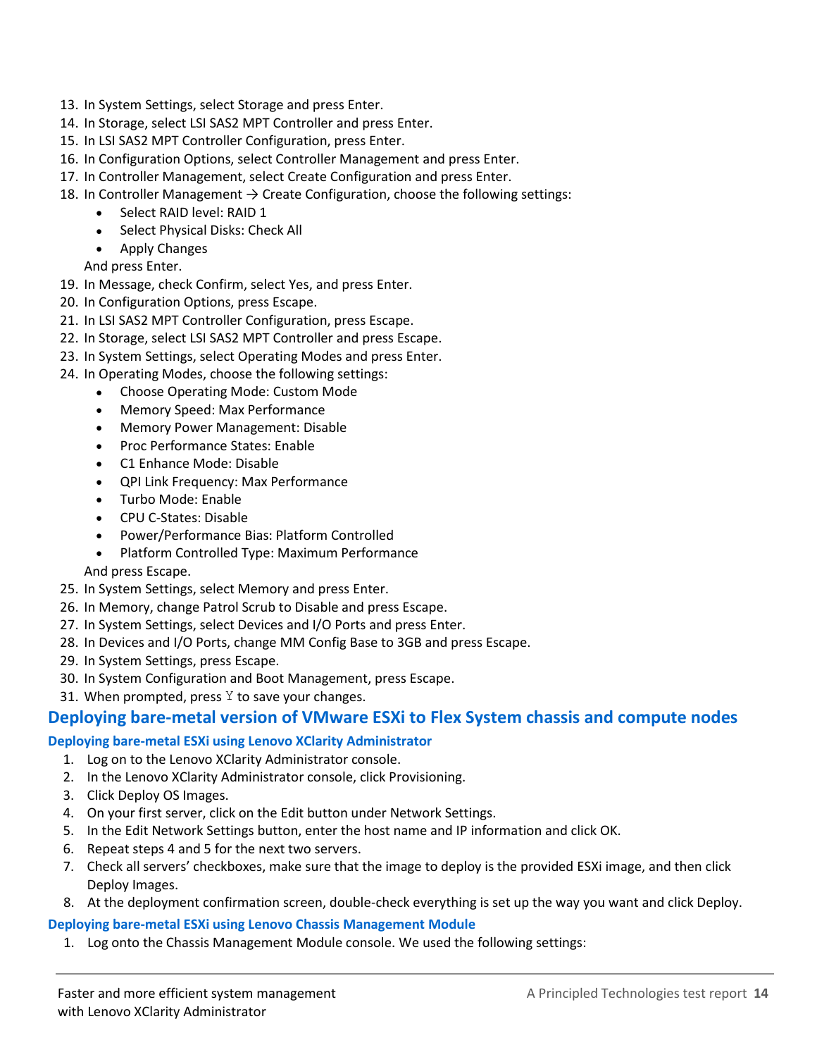13. In System Settings, select Storage and press Enter.
14. In Storage, select LSI SAS2 MPT Controller and press Enter.
15. In LSI SAS2 MPT Controller Configuration, press Enter.
16. In Configuration Options, select Controller Management and press Enter.
17. In Controller Management, select Create Configuration and press Enter.
18. In Controller Management → Create Configuration, choose the following settings:
    - Select RAID level: RAID 1
    - Select Physical Disks: Check All
    - Apply Changes

    And press Enter.
19. In Message, check Confirm, select Yes, and press Enter.
20. In Configuration Options, press Escape.
21. In LSI SAS2 MPT Controller Configuration, press Escape.
22. In Storage, select LSI SAS2 MPT Controller and press Escape.
23. In System Settings, select Operating Modes and press Enter.
24. In Operating Modes, choose the following settings:
    - Choose Operating Mode: Custom Mode
    - Memory Speed: Max Performance
    - Memory Power Management: Disable
    - Proc Performance States: Enable
    - C1 Enhance Mode: Disable
    - QPI Link Frequency: Max Performance
    - Turbo Mode: Enable
    - CPU C-States: Disable
    - Power/Performance Bias: Platform Controlled
    - Platform Controlled Type: Maximum Performance

    And press Escape.
25. In System Settings, select Memory and press Enter.
26. In Memory, change Patrol Scrub to Disable and press Escape.
27. In System Settings, select Devices and I/O Ports and press Enter.
28. In Devices and I/O Ports, change MM Config Base to 3GB and press Escape.
29. In System Settings, press Escape.
30. In System Configuration and Boot Management, press Escape.
31. When prompted, press Y to save your changes.

## Deploying bare-metal version of VMware ESXi to Flex System chassis and compute nodes

### Deploying bare-metal ESXi using Lenovo XClarity Administrator

1. Log on to the Lenovo XClarity Administrator console.
2. In the Lenovo XClarity Administrator console, click Provisioning.
3. Click Deploy OS Images.
4. On your first server, click on the Edit button under Network Settings.
5. In the Edit Network Settings button, enter the host name and IP information and click OK.
6. Repeat steps 4 and 5 for the next two servers.
7. Check all servers' checkboxes, make sure that the image to deploy is the provided ESXi image, and then click Deploy Images.
8. At the deployment confirmation screen, double-check everything is set up the way you want and click Deploy.

### Deploying bare-metal ESXi using Lenovo Chassis Management Module

1. Log onto the Chassis Management Module console. We used the following settings: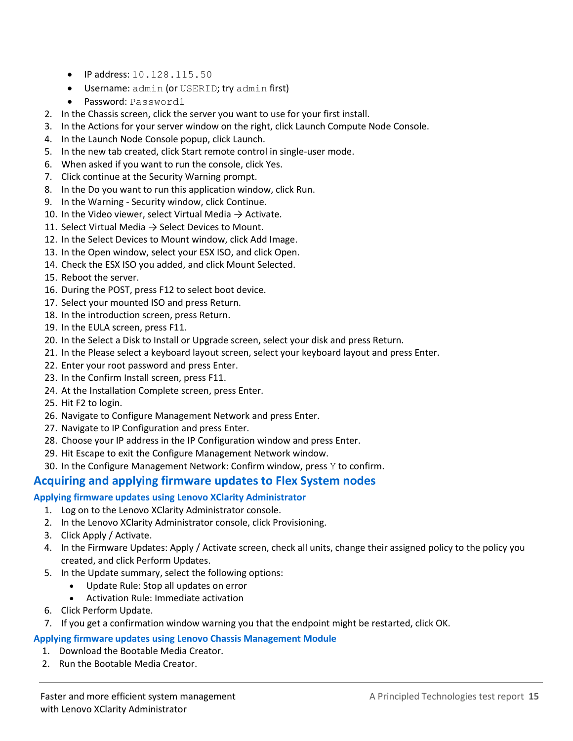- IP address: `10.128.115.50`
- Username: `admin` (or `USERID`; try `admin` first)
- Password: `Password1`

2. In the Chassis screen, click the server you want to use for your first install.
3. In the Actions for your server window on the right, click Launch Compute Node Console.
4. In the Launch Node Console popup, click Launch.
5. In the new tab created, click Start remote control in single-user mode.
6. When asked if you want to run the console, click Yes.
7. Click continue at the Security Warning prompt.
8. In the Do you want to run this application window, click Run.
9. In the Warning - Security window, click Continue.
10. In the Video viewer, select Virtual Media → Activate.
11. Select Virtual Media → Select Devices to Mount.
12. In the Select Devices to Mount window, click Add Image.
13. In the Open window, select your ESX ISO, and click Open.
14. Check the ESX ISO you added, and click Mount Selected.
15. Reboot the server.
16. During the POST, press F12 to select boot device.
17. Select your mounted ISO and press Return.
18. In the introduction screen, press Return.
19. In the EULA screen, press F11.
20. In the Select a Disk to Install or Upgrade screen, select your disk and press Return.
21. In the Please select a keyboard layout screen, select your keyboard layout and press Enter.
22. Enter your root password and press Enter.
23. In the Confirm Install screen, press F11.
24. At the Installation Complete screen, press Enter.
25. Hit F2 to login.
26. Navigate to Configure Management Network and press Enter.
27. Navigate to IP Configuration and press Enter.
28. Choose your IP address in the IP Configuration window and press Enter.
29. Hit Escape to exit the Configure Management Network window.
30. In the Configure Management Network: Confirm window, press `Y` to confirm.

## Acquiring and applying firmware updates to Flex System nodes

### Applying firmware updates using Lenovo XClarity Administrator

1. Log on to the Lenovo XClarity Administrator console.
2. In the Lenovo XClarity Administrator console, click Provisioning.
3. Click Apply / Activate.
4. In the Firmware Updates: Apply / Activate screen, check all units, change their assigned policy to the policy you created, and click Perform Updates.
5. In the Update summary, select the following options:
   - Update Rule: Stop all updates on error
   - Activation Rule: Immediate activation
6. Click Perform Update.
7. If you get a confirmation window warning you that the endpoint might be restarted, click OK.

### Applying firmware updates using Lenovo Chassis Management Module

1. Download the Bootable Media Creator.
2. Run the Bootable Media Creator.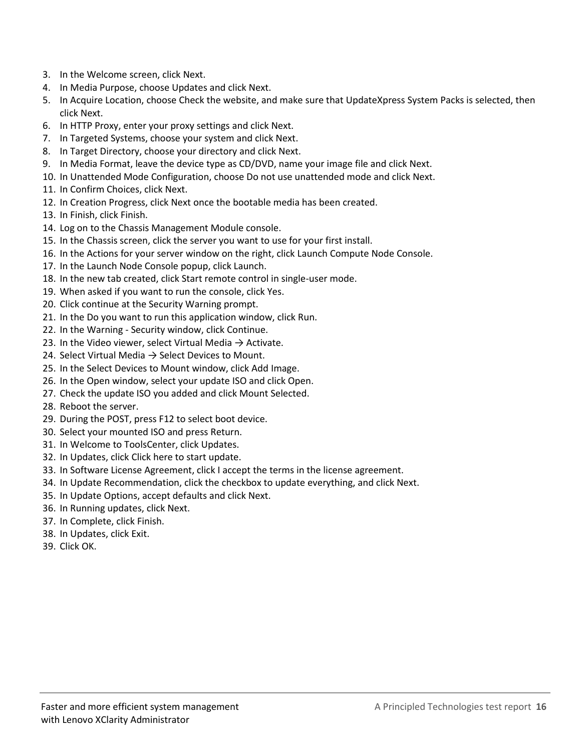3. In the Welcome screen, click Next.
4. In Media Purpose, choose Updates and click Next.
5. In Acquire Location, choose Check the website, and make sure that UpdateXpress System Packs is selected, then click Next.
6. In HTTP Proxy, enter your proxy settings and click Next.
7. In Targeted Systems, choose your system and click Next.
8. In Target Directory, choose your directory and click Next.
9. In Media Format, leave the device type as CD/DVD, name your image file and click Next.
10. In Unattended Mode Configuration, choose Do not use unattended mode and click Next.
11. In Confirm Choices, click Next.
12. In Creation Progress, click Next once the bootable media has been created.
13. In Finish, click Finish.
14. Log on to the Chassis Management Module console.
15. In the Chassis screen, click the server you want to use for your first install.
16. In the Actions for your server window on the right, click Launch Compute Node Console.
17. In the Launch Node Console popup, click Launch.
18. In the new tab created, click Start remote control in single-user mode.
19. When asked if you want to run the console, click Yes.
20. Click continue at the Security Warning prompt.
21. In the Do you want to run this application window, click Run.
22. In the Warning - Security window, click Continue.
23. In the Video viewer, select Virtual Media → Activate.
24. Select Virtual Media → Select Devices to Mount.
25. In the Select Devices to Mount window, click Add Image.
26. In the Open window, select your update ISO and click Open.
27. Check the update ISO you added and click Mount Selected.
28. Reboot the server.
29. During the POST, press F12 to select boot device.
30. Select your mounted ISO and press Return.
31. In Welcome to ToolsCenter, click Updates.
32. In Updates, click Click here to start update.
33. In Software License Agreement, click I accept the terms in the license agreement.
34. In Update Recommendation, click the checkbox to update everything, and click Next.
35. In Update Options, accept defaults and click Next.
36. In Running updates, click Next.
37. In Complete, click Finish.
38. In Updates, click Exit.
39. Click OK.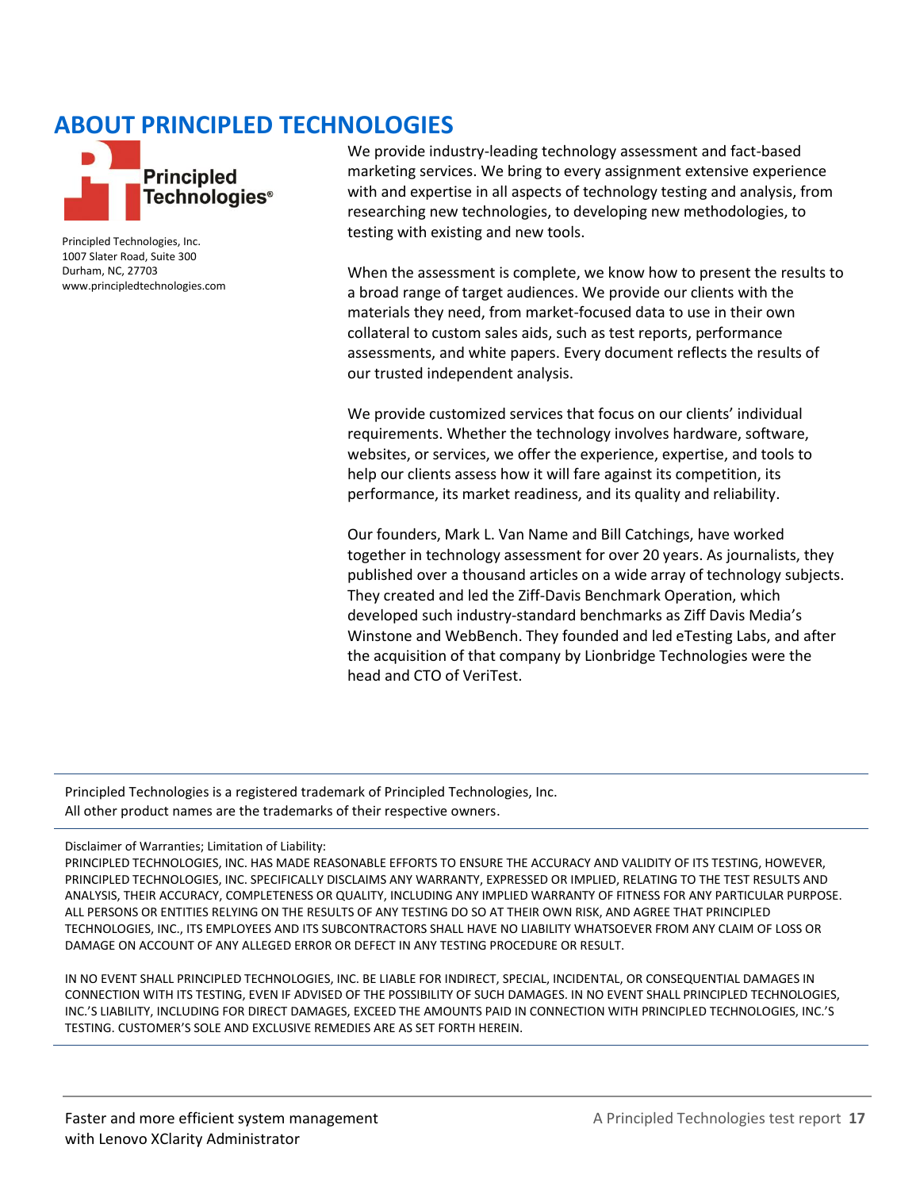# ABOUT PRINCIPLED TECHNOLOGIES

Principled Technologies, Inc.
1007 Slater Road, Suite 300
Durham, NC, 27703
www.principledtechnologies.com

We provide industry-leading technology assessment and fact-based marketing services. We bring to every assignment extensive experience with and expertise in all aspects of technology testing and analysis, from researching new technologies, to developing new methodologies, to testing with existing and new tools.

When the assessment is complete, we know how to present the results to a broad range of target audiences. We provide our clients with the materials they need, from market-focused data to use in their own collateral to custom sales aids, such as test reports, performance assessments, and white papers. Every document reflects the results of our trusted independent analysis.

We provide customized services that focus on our clients' individual requirements. Whether the technology involves hardware, software, websites, or services, we offer the experience, expertise, and tools to help our clients assess how it will fare against its competition, its performance, its market readiness, and its quality and reliability.

Our founders, Mark L. Van Name and Bill Catchings, have worked together in technology assessment for over 20 years. As journalists, they published over a thousand articles on a wide array of technology subjects. They created and led the Ziff-Davis Benchmark Operation, which developed such industry-standard benchmarks as Ziff Davis Media's Winstone and WebBench. They founded and led eTesting Labs, and after the acquisition of that company by Lionbridge Technologies were the head and CTO of VeriTest.

---

Principled Technologies is a registered trademark of Principled Technologies, Inc.
All other product names are the trademarks of their respective owners.

---

Disclaimer of Warranties; Limitation of Liability:
PRINCIPLED TECHNOLOGIES, INC. HAS MADE REASONABLE EFFORTS TO ENSURE THE ACCURACY AND VALIDITY OF ITS TESTING, HOWEVER, PRINCIPLED TECHNOLOGIES, INC. SPECIFICALLY DISCLAIMS ANY WARRANTY, EXPRESSED OR IMPLIED, RELATING TO THE TEST RESULTS AND ANALYSIS, THEIR ACCURACY, COMPLETENESS OR QUALITY, INCLUDING ANY IMPLIED WARRANTY OF FITNESS FOR ANY PARTICULAR PURPOSE. ALL PERSONS OR ENTITIES RELYING ON THE RESULTS OF ANY TESTING DO SO AT THEIR OWN RISK, AND AGREE THAT PRINCIPLED TECHNOLOGIES, INC., ITS EMPLOYEES AND ITS SUBCONTRACTORS SHALL HAVE NO LIABILITY WHATSOEVER FROM ANY CLAIM OF LOSS OR DAMAGE ON ACCOUNT OF ANY ALLEGED ERROR OR DEFECT IN ANY TESTING PROCEDURE OR RESULT.

IN NO EVENT SHALL PRINCIPLED TECHNOLOGIES, INC. BE LIABLE FOR INDIRECT, SPECIAL, INCIDENTAL, OR CONSEQUENTIAL DAMAGES IN CONNECTION WITH ITS TESTING, EVEN IF ADVISED OF THE POSSIBILITY OF SUCH DAMAGES. IN NO EVENT SHALL PRINCIPLED TECHNOLOGIES, INC.'S LIABILITY, INCLUDING FOR DIRECT DAMAGES, EXCEED THE AMOUNTS PAID IN CONNECTION WITH PRINCIPLED TECHNOLOGIES, INC.'S TESTING. CUSTOMER'S SOLE AND EXCLUSIVE REMEDIES ARE AS SET FORTH HEREIN.